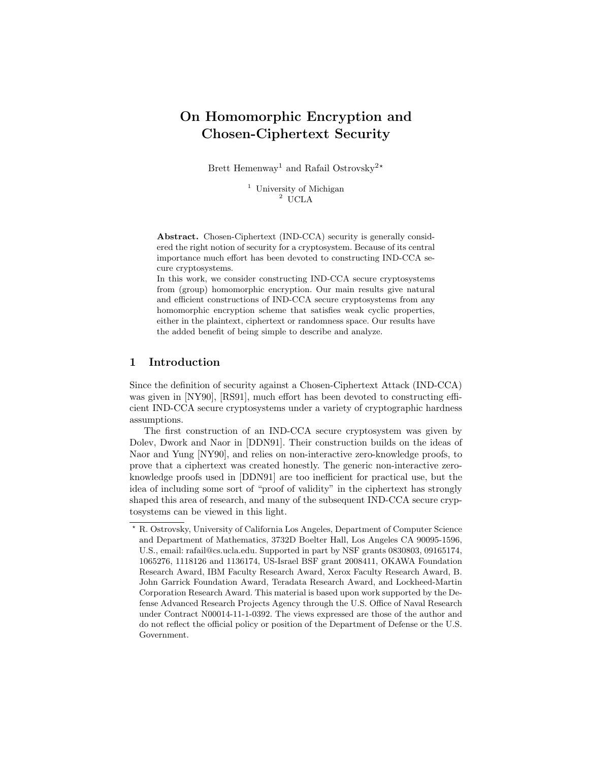# On Homomorphic Encryption and Chosen-Ciphertext Security

Brett Hemenway[1] and Rafail Ostrovsky[2⋆]

[1] University of Michigan
[2] UCLA

**Abstract.** Chosen-Ciphertext (IND-CCA) security is generally considered the right notion of security for a cryptosystem. Because of its central importance much effort has been devoted to constructing IND-CCA secure cryptosystems.

In this work, we consider constructing IND-CCA secure cryptosystems from (group) homomorphic encryption. Our main results give natural and efficient constructions of IND-CCA secure cryptosystems from any homomorphic encryption scheme that satisfies weak cyclic properties, either in the plaintext, ciphertext or randomness space. Our results have the added benefit of being simple to describe and analyze.

## 1 Introduction

Since the definition of security against a Chosen-Ciphertext Attack (IND-CCA) was given in [NY90], [RS91], much effort has been devoted to constructing efficient IND-CCA secure cryptosystems under a variety of cryptographic hardness assumptions.

The first construction of an IND-CCA secure cryptosystem was given by Dolev, Dwork and Naor in [DDN91]. Their construction builds on the ideas of Naor and Yung [NY90], and relies on non-interactive zero-knowledge proofs, to prove that a ciphertext was created honestly. The generic non-interactive zero-knowledge proofs used in [DDN91] are too inefficient for practical use, but the idea of including some sort of "proof of validity" in the ciphertext has strongly shaped this area of research, and many of the subsequent IND-CCA secure cryptosystems can be viewed in this light.

⋆ R. Ostrovsky, University of California Los Angeles, Department of Computer Science and Department of Mathematics, 3732D Boelter Hall, Los Angeles CA 90095-1596, U.S., email: rafail@cs.ucla.edu. Supported in part by NSF grants 0830803, 09165174, 1065276, 1118126 and 1136174, US-Israel BSF grant 2008411, OKAWA Foundation Research Award, IBM Faculty Research Award, Xerox Faculty Research Award, B. John Garrick Foundation Award, Teradata Research Award, and Lockheed-Martin Corporation Research Award. This material is based upon work supported by the Defense Advanced Research Projects Agency through the U.S. Office of Naval Research under Contract N00014-11-1-0392. The views expressed are those of the author and do not reflect the official policy or position of the Department of Defense or the U.S. Government.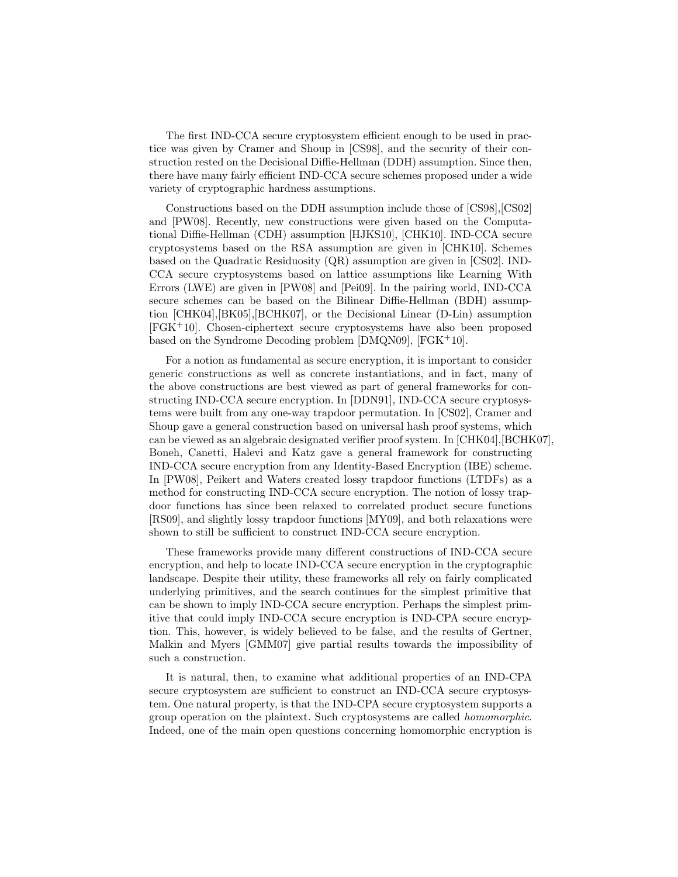The first IND-CCA secure cryptosystem efficient enough to be used in practice was given by Cramer and Shoup in [CS98], and the security of their construction rested on the Decisional Diffie-Hellman (DDH) assumption. Since then, there have many fairly efficient IND-CCA secure schemes proposed under a wide variety of cryptographic hardness assumptions.

Constructions based on the DDH assumption include those of [CS98],[CS02] and [PW08]. Recently, new constructions were given based on the Computational Diffie-Hellman (CDH) assumption [HJKS10], [CHK10]. IND-CCA secure cryptosystems based on the RSA assumption are given in [CHK10]. Schemes based on the Quadratic Residuosity (QR) assumption are given in [CS02]. IND-CCA secure cryptosystems based on lattice assumptions like Learning With Errors (LWE) are given in [PW08] and [Pei09]. In the pairing world, IND-CCA secure schemes can be based on the Bilinear Diffie-Hellman (BDH) assumption [CHK04],[BK05],[BCHK07], or the Decisional Linear (D-Lin) assumption [FGK+10]. Chosen-ciphertext secure cryptosystems have also been proposed based on the Syndrome Decoding problem [DMQN09], [FGK+10].

For a notion as fundamental as secure encryption, it is important to consider generic constructions as well as concrete instantiations, and in fact, many of the above constructions are best viewed as part of general frameworks for constructing IND-CCA secure encryption. In [DDN91], IND-CCA secure cryptosystems were built from any one-way trapdoor permutation. In [CS02], Cramer and Shoup gave a general construction based on universal hash proof systems, which can be viewed as an algebraic designated verifier proof system. In [CHK04],[BCHK07], Boneh, Canetti, Halevi and Katz gave a general framework for constructing IND-CCA secure encryption from any Identity-Based Encryption (IBE) scheme. In [PW08], Peikert and Waters created lossy trapdoor functions (LTDFs) as a method for constructing IND-CCA secure encryption. The notion of lossy trapdoor functions has since been relaxed to correlated product secure functions [RS09], and slightly lossy trapdoor functions [MY09], and both relaxations were shown to still be sufficient to construct IND-CCA secure encryption.

These frameworks provide many different constructions of IND-CCA secure encryption, and help to locate IND-CCA secure encryption in the cryptographic landscape. Despite their utility, these frameworks all rely on fairly complicated underlying primitives, and the search continues for the simplest primitive that can be shown to imply IND-CCA secure encryption. Perhaps the simplest primitive that could imply IND-CCA secure encryption is IND-CPA secure encryption. This, however, is widely believed to be false, and the results of Gertner, Malkin and Myers [GMM07] give partial results towards the impossibility of such a construction.

It is natural, then, to examine what additional properties of an IND-CPA secure cryptosystem are sufficient to construct an IND-CCA secure cryptosystem. One natural property, is that the IND-CPA secure cryptosystem supports a group operation on the plaintext. Such cryptosystems are called *homomorphic*. Indeed, one of the main open questions concerning homomorphic encryption is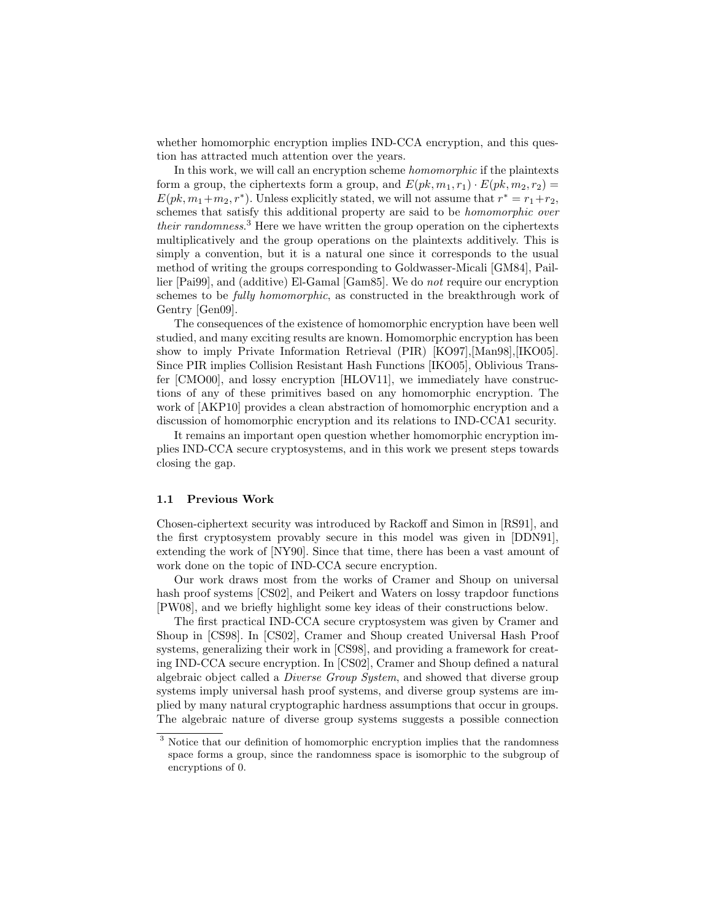whether homomorphic encryption implies IND-CCA encryption, and this question has attracted much attention over the years.

In this work, we will call an encryption scheme *homomorphic* if the plaintexts form a group, the ciphertexts form a group, and $E(pk, m_1, r_1) \cdot E(pk, m_2, r_2) = E(pk, m_1 + m_2, r^*)$. Unless explicitly stated, we will not assume that $r^* = r_1 + r_2$, schemes that satisfy this additional property are said to be *homomorphic over their randomness*.[3] Here we have written the group operation on the ciphertexts multiplicatively and the group operations on the plaintexts additively. This is simply a convention, but it is a natural one since it corresponds to the usual method of writing the groups corresponding to Goldwasser-Micali [GM84], Paillier [Pai99], and (additive) El-Gamal [Gam85]. We do *not* require our encryption schemes to be *fully homomorphic*, as constructed in the breakthrough work of Gentry [Gen09].

The consequences of the existence of homomorphic encryption have been well studied, and many exciting results are known. Homomorphic encryption has been show to imply Private Information Retrieval (PIR) [KO97],[Man98],[IKO05]. Since PIR implies Collision Resistant Hash Functions [IKO05], Oblivious Transfer [CMO00], and lossy encryption [HLOV11], we immediately have constructions of any of these primitives based on any homomorphic encryption. The work of [AKP10] provides a clean abstraction of homomorphic encryption and a discussion of homomorphic encryption and its relations to IND-CCA1 security.

It remains an important open question whether homomorphic encryption implies IND-CCA secure cryptosystems, and in this work we present steps towards closing the gap.

### 1.1 Previous Work

Chosen-ciphertext security was introduced by Rackoff and Simon in [RS91], and the first cryptosystem provably secure in this model was given in [DDN91], extending the work of [NY90]. Since that time, there has been a vast amount of work done on the topic of IND-CCA secure encryption.

Our work draws most from the works of Cramer and Shoup on universal hash proof systems [CS02], and Peikert and Waters on lossy trapdoor functions [PW08], and we briefly highlight some key ideas of their constructions below.

The first practical IND-CCA secure cryptosystem was given by Cramer and Shoup in [CS98]. In [CS02], Cramer and Shoup created Universal Hash Proof systems, generalizing their work in [CS98], and providing a framework for creating IND-CCA secure encryption. In [CS02], Cramer and Shoup defined a natural algebraic object called a *Diverse Group System*, and showed that diverse group systems imply universal hash proof systems, and diverse group systems are implied by many natural cryptographic hardness assumptions that occur in groups. The algebraic nature of diverse group systems suggests a possible connection

[3] Notice that our definition of homomorphic encryption implies that the randomness space forms a group, since the randomness space is isomorphic to the subgroup of encryptions of 0.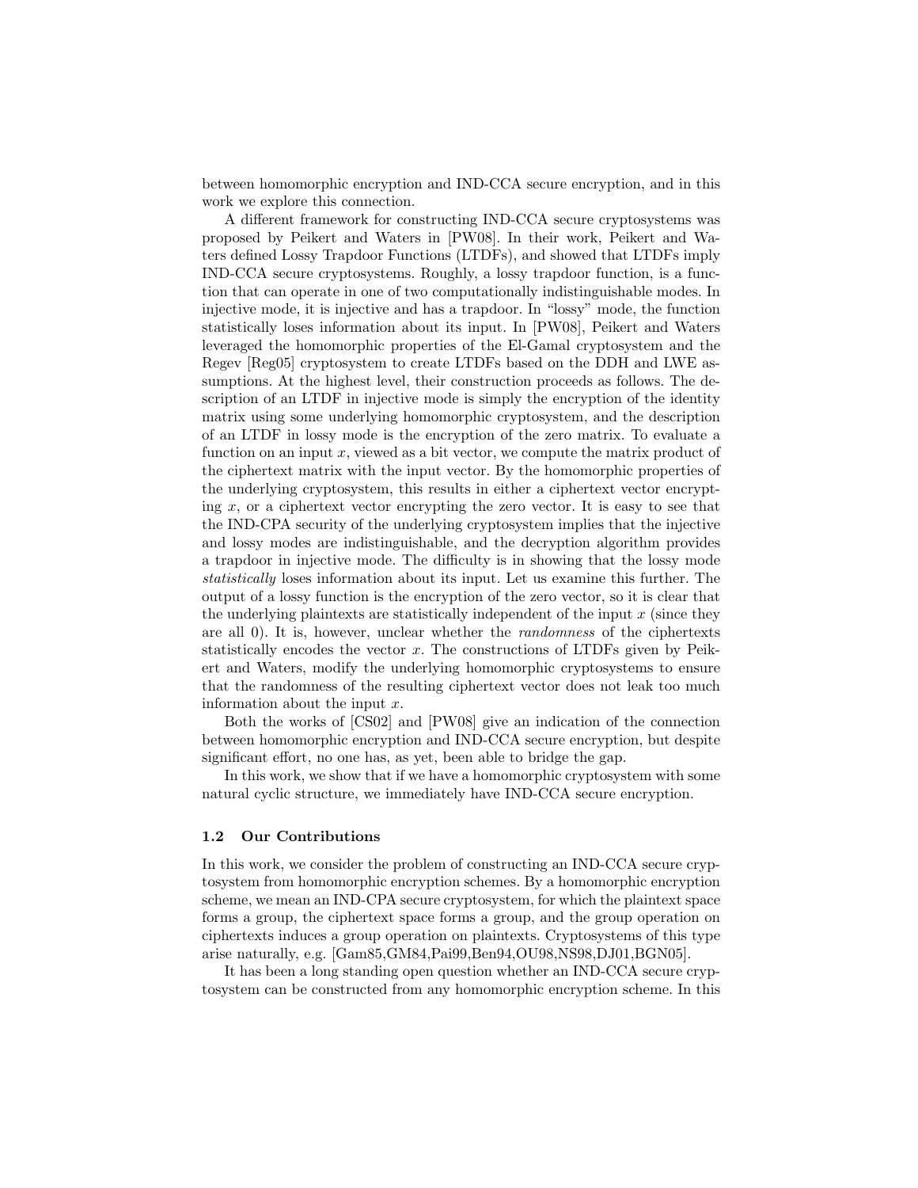between homomorphic encryption and IND-CCA secure encryption, and in this work we explore this connection.

A different framework for constructing IND-CCA secure cryptosystems was proposed by Peikert and Waters in [PW08]. In their work, Peikert and Waters defined Lossy Trapdoor Functions (LTDFs), and showed that LTDFs imply IND-CCA secure cryptosystems. Roughly, a lossy trapdoor function, is a function that can operate in one of two computationally indistinguishable modes. In injective mode, it is injective and has a trapdoor. In "lossy" mode, the function statistically loses information about its input. In [PW08], Peikert and Waters leveraged the homomorphic properties of the El-Gamal cryptosystem and the Regev [Reg05] cryptosystem to create LTDFs based on the DDH and LWE assumptions. At the highest level, their construction proceeds as follows. The description of an LTDF in injective mode is simply the encryption of the identity matrix using some underlying homomorphic cryptosystem, and the description of an LTDF in lossy mode is the encryption of the zero matrix. To evaluate a function on an input $x$, viewed as a bit vector, we compute the matrix product of the ciphertext matrix with the input vector. By the homomorphic properties of the underlying cryptosystem, this results in either a ciphertext vector encrypting $x$, or a ciphertext vector encrypting the zero vector. It is easy to see that the IND-CPA security of the underlying cryptosystem implies that the injective and lossy modes are indistinguishable, and the decryption algorithm provides a trapdoor in injective mode. The difficulty is in showing that the lossy mode *statistically* loses information about its input. Let us examine this further. The output of a lossy function is the encryption of the zero vector, so it is clear that the underlying plaintexts are statistically independent of the input $x$ (since they are all 0). It is, however, unclear whether the *randomness* of the ciphertexts statistically encodes the vector $x$. The constructions of LTDFs given by Peikert and Waters, modify the underlying homomorphic cryptosystems to ensure that the randomness of the resulting ciphertext vector does not leak too much information about the input $x$.

Both the works of [CS02] and [PW08] give an indication of the connection between homomorphic encryption and IND-CCA secure encryption, but despite significant effort, no one has, as yet, been able to bridge the gap.

In this work, we show that if we have a homomorphic cryptosystem with some natural cyclic structure, we immediately have IND-CCA secure encryption.

### 1.2 Our Contributions

In this work, we consider the problem of constructing an IND-CCA secure cryptosystem from homomorphic encryption schemes. By a homomorphic encryption scheme, we mean an IND-CPA secure cryptosystem, for which the plaintext space forms a group, the ciphertext space forms a group, and the group operation on ciphertexts induces a group operation on plaintexts. Cryptosystems of this type arise naturally, e.g. [Gam85,GM84,Pai99,Ben94,OU98,NS98,DJ01,BGN05].

It has been a long standing open question whether an IND-CCA secure cryptosystem can be constructed from any homomorphic encryption scheme. In this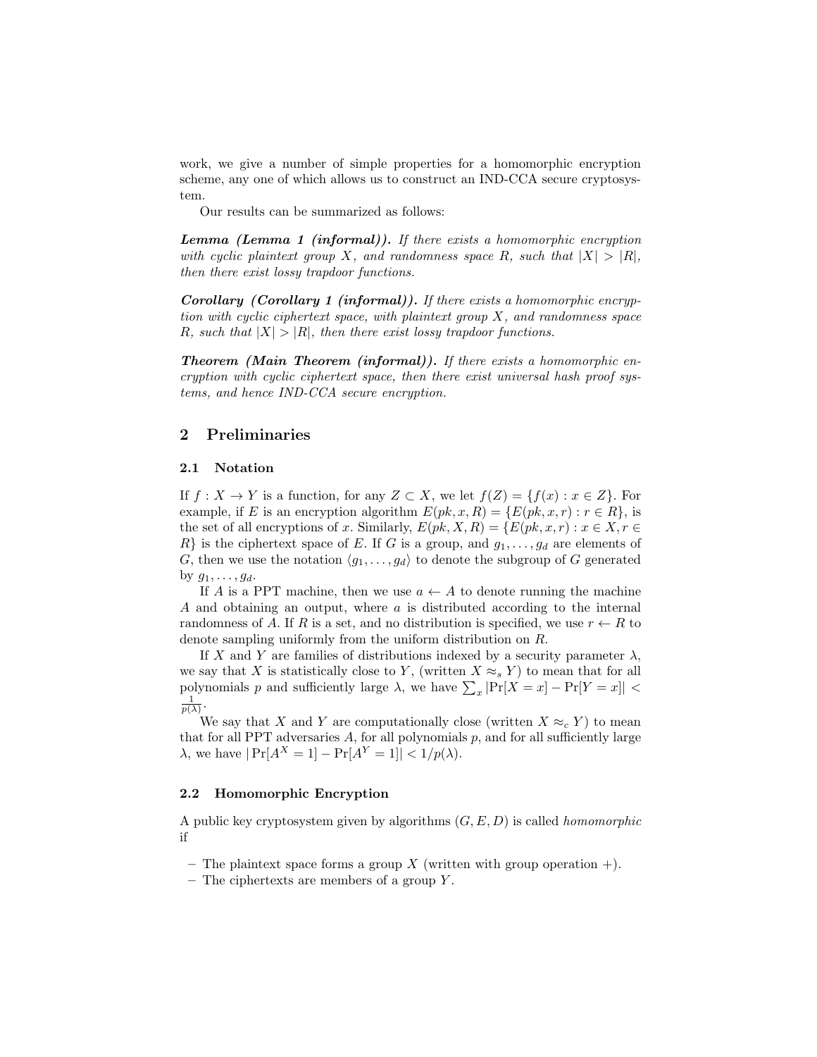work, we give a number of simple properties for a homomorphic encryption scheme, any one of which allows us to construct an IND-CCA secure cryptosystem.

Our results can be summarized as follows:

***Lemma (Lemma 1 (informal)).*** *If there exists a homomorphic encryption with cyclic plaintext group $X$, and randomness space $R$, such that $|X| > |R|$, then there exist lossy trapdoor functions.*

***Corollary (Corollary 1 (informal)).*** *If there exists a homomorphic encryption with cyclic ciphertext space, with plaintext group $X$, and randomness space $R$, such that $|X| > |R|$, then there exist lossy trapdoor functions.*

***Theorem (Main Theorem (informal)).*** *If there exists a homomorphic encryption with cyclic ciphertext space, then there exist universal hash proof systems, and hence IND-CCA secure encryption.*

## 2 Preliminaries

### 2.1 Notation

If $f : X \to Y$ is a function, for any $Z \subset X$, we let $f(Z) = \{f(x) : x \in Z\}$. For example, if $E$ is an encryption algorithm $E(pk, x, R) = \{E(pk, x, r) : r \in R\}$, is the set of all encryptions of $x$. Similarly, $E(pk, X, R) = \{E(pk, x, r) : x \in X, r \in R\}$ is the ciphertext space of $E$. If $G$ is a group, and $g_1, \ldots, g_d$ are elements of $G$, then we use the notation $\langle g_1, \ldots, g_d \rangle$ to denote the subgroup of $G$ generated by $g_1, \ldots, g_d$.

If $A$ is a PPT machine, then we use $a \leftarrow A$ to denote running the machine $A$ and obtaining an output, where $a$ is distributed according to the internal randomness of $A$. If $R$ is a set, and no distribution is specified, we use $r \leftarrow R$ to denote sampling uniformly from the uniform distribution on $R$.

If $X$ and $Y$ are families of distributions indexed by a security parameter $\lambda$, we say that $X$ is statistically close to $Y$, (written $X \approx_s Y$) to mean that for all polynomials $p$ and sufficiently large $\lambda$, we have $\sum_x |\Pr[X = x] - \Pr[Y = x]| < \frac{1}{p(\lambda)}$.

We say that $X$ and $Y$ are computationally close (written $X \approx_c Y$) to mean that for all PPT adversaries $A$, for all polynomials $p$, and for all sufficiently large $\lambda$, we have $|\Pr[A^X = 1] - \Pr[A^Y = 1]| < 1/p(\lambda)$.

### 2.2 Homomorphic Encryption

A public key cryptosystem given by algorithms $(G, E, D)$ is called *homomorphic* if

- The plaintext space forms a group $X$ (written with group operation $+$).
- The ciphertexts are members of a group $Y$.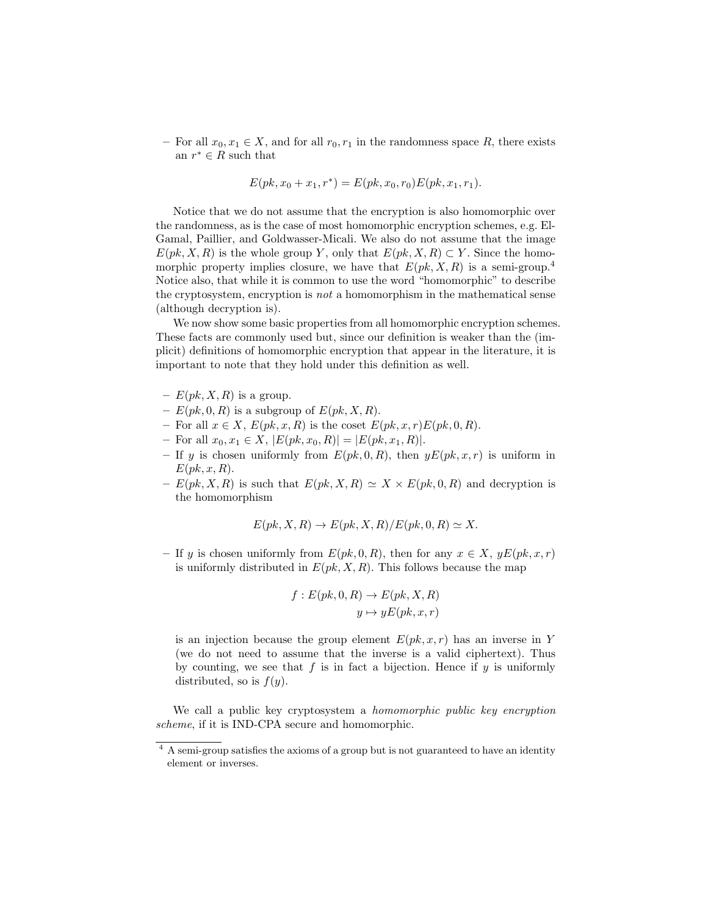- For all $x_0, x_1 \in X$, and for all $r_0, r_1$ in the randomness space $R$, there exists an $r^* \in R$ such that

$$E(pk, x_0 + x_1, r^*) = E(pk, x_0, r_0)E(pk, x_1, r_1).$$

Notice that we do not assume that the encryption is also homomorphic over the randomness, as is the case of most homomorphic encryption schemes, e.g. El-Gamal, Paillier, and Goldwasser-Micali. We also do not assume that the image $E(pk, X, R)$ is the whole group $Y$, only that $E(pk, X, R) \subset Y$. Since the homomorphic property implies closure, we have that $E(pk, X, R)$ is a semi-group.[4] Notice also, that while it is common to use the word "homomorphic" to describe the cryptosystem, encryption is *not* a homomorphism in the mathematical sense (although decryption is).

We now show some basic properties from all homomorphic encryption schemes. These facts are commonly used but, since our definition is weaker than the (implicit) definitions of homomorphic encryption that appear in the literature, it is important to note that they hold under this definition as well.

- $E(pk, X, R)$ is a group.
- $E(pk, 0, R)$ is a subgroup of $E(pk, X, R)$.
- For all $x \in X$, $E(pk, x, R)$ is the coset $E(pk, x, r)E(pk, 0, R)$.
- For all $x_0, x_1 \in X$, $|E(pk, x_0, R)| = |E(pk, x_1, R)|$.
- If $y$ is chosen uniformly from $E(pk, 0, R)$, then $yE(pk, x, r)$ is uniform in $E(pk, x, R)$.
- $E(pk, X, R)$ is such that $E(pk, X, R) \simeq X \times E(pk, 0, R)$ and decryption is the homomorphism

$$E(pk, X, R) \to E(pk, X, R)/E(pk, 0, R) \simeq X.$$

- If $y$ is chosen uniformly from $E(pk, 0, R)$, then for any $x \in X$, $yE(pk, x, r)$ is uniformly distributed in $E(pk, X, R)$. This follows because the map

$$\begin{aligned} f : E(pk, 0, R) &\to E(pk, X, R) \\ y &\mapsto yE(pk, x, r) \end{aligned}$$

is an injection because the group element $E(pk, x, r)$ has an inverse in $Y$ (we do not need to assume that the inverse is a valid ciphertext). Thus by counting, we see that $f$ is in fact a bijection. Hence if $y$ is uniformly distributed, so is $f(y)$.

We call a public key cryptosystem a *homomorphic public key encryption scheme*, if it is IND-CPA secure and homomorphic.

[4] A semi-group satisfies the axioms of a group but is not guaranteed to have an identity element or inverses.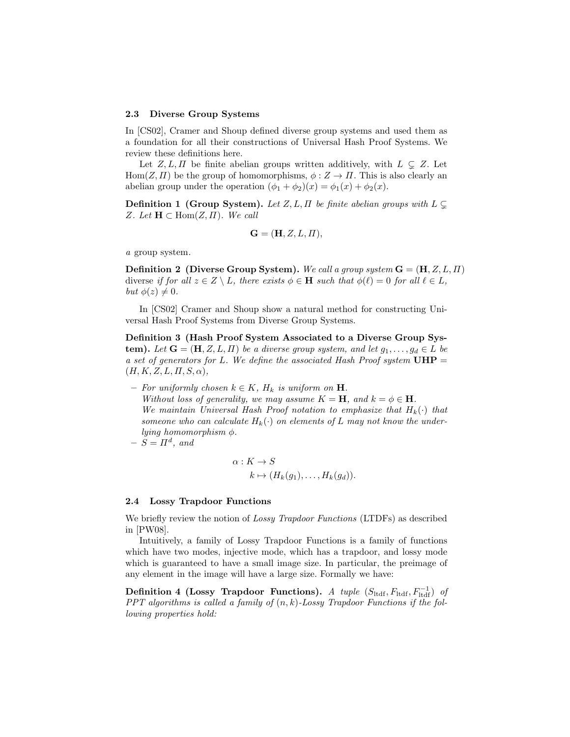### 2.3 Diverse Group Systems

In [CS02], Cramer and Shoup defined diverse group systems and used them as a foundation for all their constructions of Universal Hash Proof Systems. We review these definitions here.

Let $Z, L, \Pi$ be finite abelian groups written additively, with $L \subsetneq Z$. Let $\mathrm{Hom}(Z, \Pi)$ be the group of homomorphisms, $\phi : Z \to \Pi$. This is also clearly an abelian group under the operation $(\phi_1 + \phi_2)(x) = \phi_1(x) + \phi_2(x)$.

**Definition 1 (Group System).** *Let $Z, L, \Pi$ be finite abelian groups with $L \subsetneq Z$. Let $\mathbf{H} \subset \mathrm{Hom}(Z, \Pi)$. We call*

$$\mathbf{G} = (\mathbf{H}, Z, L, \Pi),$$

*a* group system.

**Definition 2 (Diverse Group System).** *We call a group system $\mathbf{G} = (\mathbf{H}, Z, L, \Pi)$* diverse *if for all $z \in Z \setminus L$, there exists $\phi \in \mathbf{H}$ such that $\phi(\ell) = 0$ for all $\ell \in L$, but $\phi(z) \neq 0$.*

In [CS02] Cramer and Shoup show a natural method for constructing Universal Hash Proof Systems from Diverse Group Systems.

**Definition 3 (Hash Proof System Associated to a Diverse Group System).** *Let $\mathbf{G} = (\mathbf{H}, Z, L, \Pi)$ be a diverse group system, and let $g_1, \ldots, g_d \in L$ be a set of generators for $L$. We define the associated Hash Proof system $\mathbf{UHP} = (H, K, Z, L, \Pi, S, \alpha)$,*

- *For uniformly chosen $k \in K$, $H_k$ is uniform on $\mathbf{H}$.*
  *Without loss of generality, we may assume $K = \mathbf{H}$, and $k = \phi \in \mathbf{H}$.*
  *We maintain Universal Hash Proof notation to emphasize that $H_k(\cdot)$ that someone who can calculate $H_k(\cdot)$ on elements of $L$ may not know the underlying homomorphism $\phi$.*
- *$S = \Pi^d$, and*

$$\begin{aligned} \alpha : K &\to S \\ k &\mapsto (H_k(g_1), \ldots, H_k(g_d)). \end{aligned}$$

### 2.4 Lossy Trapdoor Functions

We briefly review the notion of *Lossy Trapdoor Functions* (LTDFs) as described in [PW08].

Intuitively, a family of Lossy Trapdoor Functions is a family of functions which have two modes, injective mode, which has a trapdoor, and lossy mode which is guaranteed to have a small image size. In particular, the preimage of any element in the image will have a large size. Formally we have:

**Definition 4 (Lossy Trapdoor Functions).** *A tuple $(S_{\mathrm{ltdf}}, F_{\mathrm{ltdf}}, F_{\mathrm{ltdf}}^{-1})$ of PPT algorithms is called a family of $(n, k)$-Lossy Trapdoor Functions if the following properties hold:*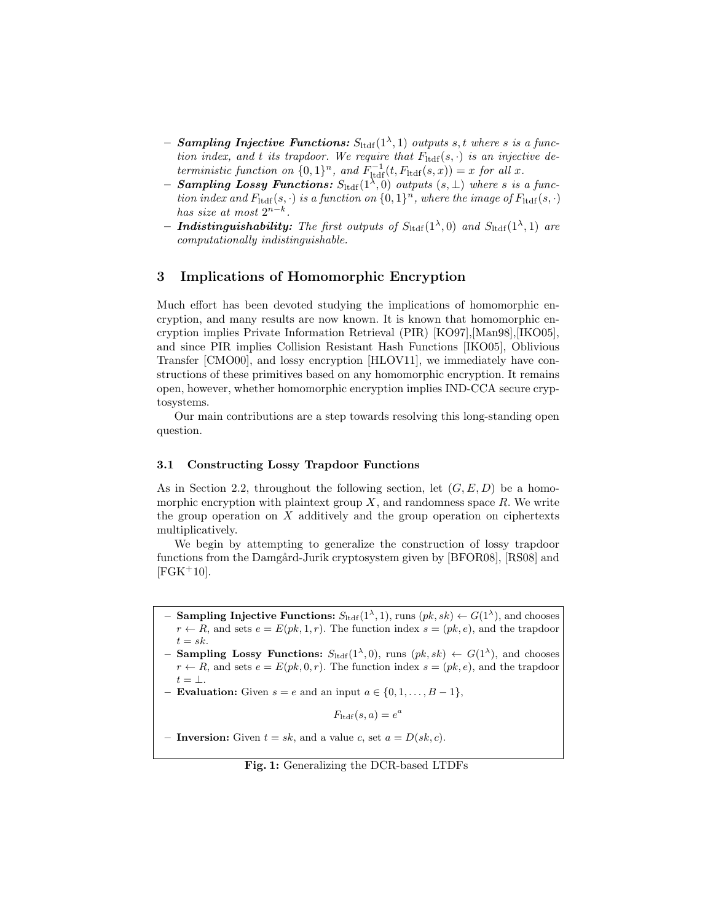- ***Sampling Injective Functions:*** $S_{\text{ltdf}}(1^\lambda, 1)$ *outputs* $s, t$ *where* $s$ *is a function index, and* $t$ *its trapdoor. We require that* $F_{\text{ltdf}}(s, \cdot)$ *is an injective deterministic function on* $\{0,1\}^n$*, and* $F_{\text{ltdf}}^{-1}(t, F_{\text{ltdf}}(s, x)) = x$ *for all* $x$*.*
- ***Sampling Lossy Functions:*** $S_{\text{ltdf}}(1^\lambda, 0)$ *outputs* $(s, \perp)$ *where* $s$ *is a function index and* $F_{\text{ltdf}}(s, \cdot)$ *is a function on* $\{0,1\}^n$*, where the image of* $F_{\text{ltdf}}(s, \cdot)$ *has size at most* $2^{n-k}$*.*
- ***Indistinguishability:*** *The first outputs of* $S_{\text{ltdf}}(1^\lambda, 0)$ *and* $S_{\text{ltdf}}(1^\lambda, 1)$ *are computationally indistinguishable.*

## 3 Implications of Homomorphic Encryption

Much effort has been devoted studying the implications of homomorphic encryption, and many results are now known. It is known that homomorphic encryption implies Private Information Retrieval (PIR) [KO97],[Man98],[IKO05], and since PIR implies Collision Resistant Hash Functions [IKO05], Oblivious Transfer [CMO00], and lossy encryption [HLOV11], we immediately have constructions of these primitives based on any homomorphic encryption. It remains open, however, whether homomorphic encryption implies IND-CCA secure cryptosystems.

Our main contributions are a step towards resolving this long-standing open question.

### 3.1 Constructing Lossy Trapdoor Functions

As in Section 2.2, throughout the following section, let $(G, E, D)$ be a homomorphic encryption with plaintext group $X$, and randomness space $R$. We write the group operation on $X$ additively and the group operation on ciphertexts multiplicatively.

We begin by attempting to generalize the construction of lossy trapdoor functions from the Damgård-Jurik cryptosystem given by [BFOR08], [RS08] and [FGK+10].

- **Sampling Injective Functions:** $S_{\text{ltdf}}(1^\lambda, 1)$, runs $(pk, sk) \leftarrow G(1^\lambda)$, and chooses $r \leftarrow R$, and sets $e = E(pk, 1, r)$. The function index $s = (pk, e)$, and the trapdoor $t = sk$.
- **Sampling Lossy Functions:** $S_{\text{ltdf}}(1^\lambda, 0)$, runs $(pk, sk) \leftarrow G(1^\lambda)$, and chooses $r \leftarrow R$, and sets $e = E(pk, 0, r)$. The function index $s = (pk, e)$, and the trapdoor $t = \perp$.
- **Evaluation:** Given $s = e$ and an input $a \in \{0, 1, \ldots, B-1\}$,

$$F_{\text{ltdf}}(s, a) = e^a$$

- **Inversion:** Given $t = sk$, and a value $c$, set $a = D(sk, c)$.

**Fig. 1:** Generalizing the DCR-based LTDFs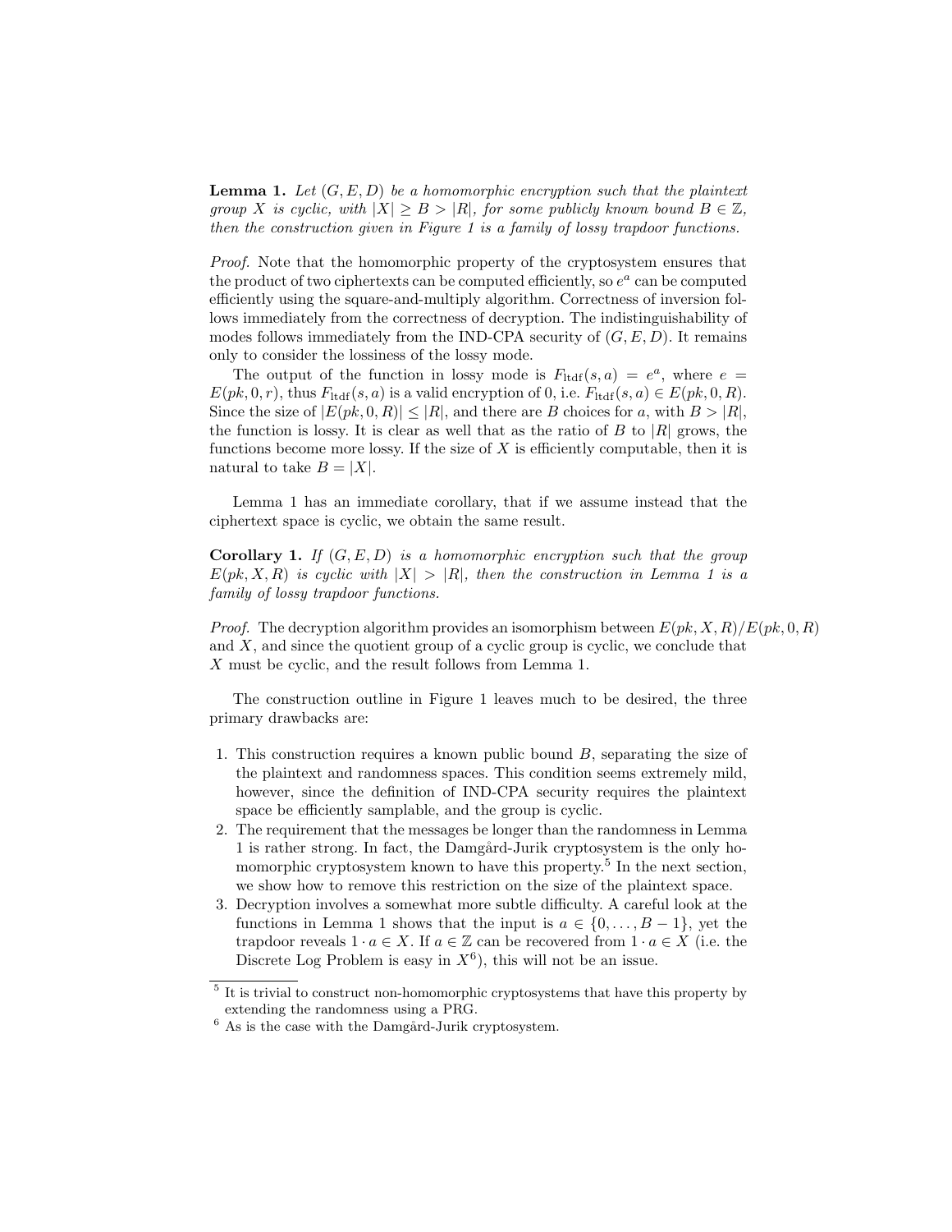**Lemma 1.** *Let $(G, E, D)$ be a homomorphic encryption such that the plaintext group $X$ is cyclic, with $|X| \geq B > |R|$, for some publicly known bound $B \in \mathbb{Z}$, then the construction given in Figure 1 is a family of lossy trapdoor functions.*

*Proof.* Note that the homomorphic property of the cryptosystem ensures that the product of two ciphertexts can be computed efficiently, so $e^a$ can be computed efficiently using the square-and-multiply algorithm. Correctness of inversion follows immediately from the correctness of decryption. The indistinguishability of modes follows immediately from the IND-CPA security of $(G, E, D)$. It remains only to consider the lossiness of the lossy mode.

The output of the function in lossy mode is $F_{\text{ltdf}}(s, a) = e^a$, where $e = E(pk, 0, r)$, thus $F_{\text{ltdf}}(s, a)$ is a valid encryption of 0, i.e. $F_{\text{ltdf}}(s, a) \in E(pk, 0, R)$. Since the size of $|E(pk, 0, R)| \leq |R|$, and there are $B$ choices for $a$, with $B > |R|$, the function is lossy. It is clear as well that as the ratio of $B$ to $|R|$ grows, the functions become more lossy. If the size of $X$ is efficiently computable, then it is natural to take $B = |X|$.

Lemma 1 has an immediate corollary, that if we assume instead that the ciphertext space is cyclic, we obtain the same result.

**Corollary 1.** *If $(G, E, D)$ is a homomorphic encryption such that the group $E(pk, X, R)$ is cyclic with $|X| > |R|$, then the construction in Lemma 1 is a family of lossy trapdoor functions.*

*Proof.* The decryption algorithm provides an isomorphism between $E(pk, X, R)/E(pk, 0, R)$ and $X$, and since the quotient group of a cyclic group is cyclic, we conclude that $X$ must be cyclic, and the result follows from Lemma 1.

The construction outline in Figure 1 leaves much to be desired, the three primary drawbacks are:

1. This construction requires a known public bound $B$, separating the size of the plaintext and randomness spaces. This condition seems extremely mild, however, since the definition of IND-CPA security requires the plaintext space be efficiently samplable, and the group is cyclic.
2. The requirement that the messages be longer than the randomness in Lemma 1 is rather strong. In fact, the Damgård-Jurik cryptosystem is the only homomorphic cryptosystem known to have this property.[5] In the next section, we show how to remove this restriction on the size of the plaintext space.
3. Decryption involves a somewhat more subtle difficulty. A careful look at the functions in Lemma 1 shows that the input is $a \in \{0, \ldots, B-1\}$, yet the trapdoor reveals $1 \cdot a \in X$. If $a \in \mathbb{Z}$ can be recovered from $1 \cdot a \in X$ (i.e. the Discrete Log Problem is easy in $X$[6]), this will not be an issue.

[5] It is trivial to construct non-homomorphic cryptosystems that have this property by extending the randomness using a PRG.

[6] As is the case with the Damgård-Jurik cryptosystem.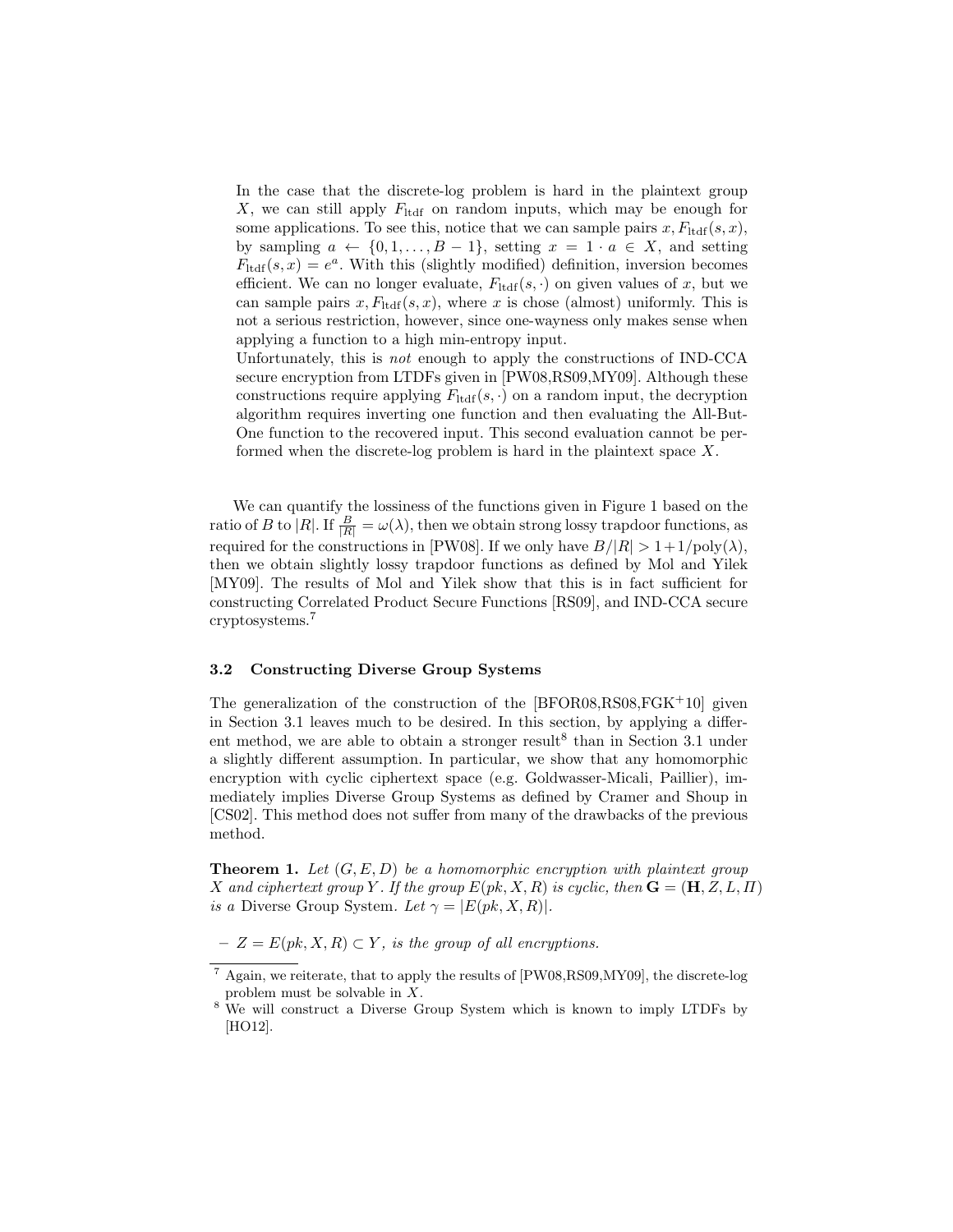In the case that the discrete-log problem is hard in the plaintext group $X$, we can still apply $F_{\text{ltdf}}$ on random inputs, which may be enough for some applications. To see this, notice that we can sample pairs $x, F_{\text{ltdf}}(s,x)$, by sampling $a \leftarrow \{0,1,\ldots,B-1\}$, setting $x = 1 \cdot a \in X$, and setting $F_{\text{ltdf}}(s,x) = e^a$. With this (slightly modified) definition, inversion becomes efficient. We can no longer evaluate, $F_{\text{ltdf}}(s,\cdot)$ on given values of $x$, but we can sample pairs $x, F_{\text{ltdf}}(s,x)$, where $x$ is chose (almost) uniformly. This is not a serious restriction, however, since one-wayness only makes sense when applying a function to a high min-entropy input.

Unfortunately, this is *not* enough to apply the constructions of IND-CCA secure encryption from LTDFs given in [PW08,RS09,MY09]. Although these constructions require applying $F_{\text{ltdf}}(s,\cdot)$ on a random input, the decryption algorithm requires inverting one function and then evaluating the All-But-One function to the recovered input. This second evaluation cannot be performed when the discrete-log problem is hard in the plaintext space $X$.

We can quantify the lossiness of the functions given in Figure 1 based on the ratio of $B$ to $|R|$. If $\frac{B}{|R|} = \omega(\lambda)$, then we obtain strong lossy trapdoor functions, as required for the constructions in [PW08]. If we only have $B/|R| > 1 + 1/\text{poly}(\lambda)$, then we obtain slightly lossy trapdoor functions as defined by Mol and Yilek [MY09]. The results of Mol and Yilek show that this is in fact sufficient for constructing Correlated Product Secure Functions [RS09], and IND-CCA secure cryptosystems.[7]

### 3.2 Constructing Diverse Group Systems

The generalization of the construction of the [BFOR08,RS08,FGK+10] given in Section 3.1 leaves much to be desired. In this section, by applying a different method, we are able to obtain a stronger result[8] than in Section 3.1 under a slightly different assumption. In particular, we show that any homomorphic encryption with cyclic ciphertext space (e.g. Goldwasser-Micali, Paillier), immediately implies Diverse Group Systems as defined by Cramer and Shoup in [CS02]. This method does not suffer from many of the drawbacks of the previous method.

**Theorem 1.** *Let $(G, E, D)$ be a homomorphic encryption with plaintext group $X$ and ciphertext group $Y$. If the group $E(pk, X, R)$ is cyclic, then $\mathbf{G} = (\mathbf{H}, Z, L, \Pi)$ is a* Diverse Group System. *Let $\gamma = |E(pk, X, R)|$.*

- *$Z = E(pk, X, R) \subset Y$, is the group of all encryptions.*

[7] Again, we reiterate, that to apply the results of [PW08,RS09,MY09], the discrete-log problem must be solvable in $X$.

[8] We will construct a Diverse Group System which is known to imply LTDFs by [HO12].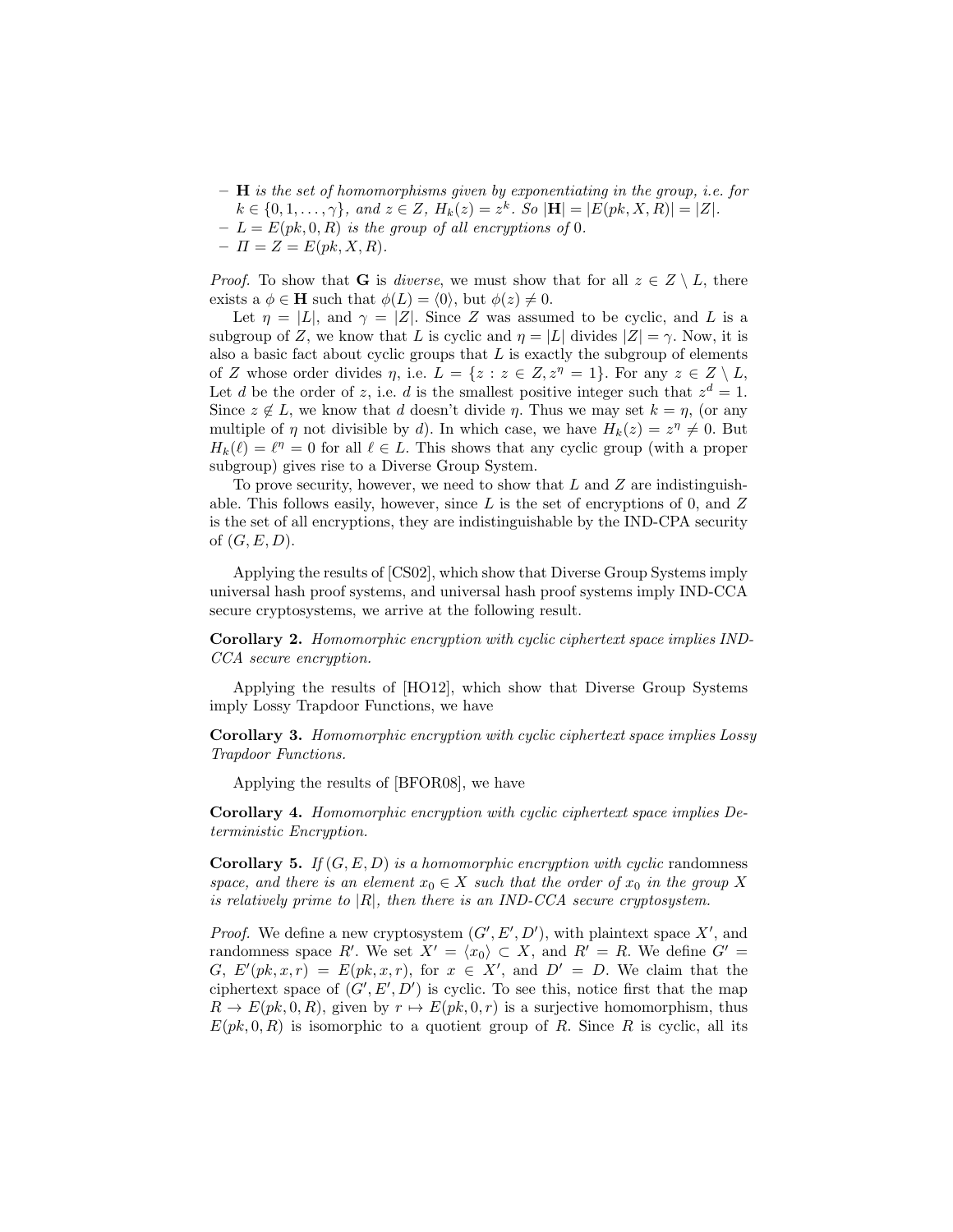- **H** *is the set of homomorphisms given by exponentiating in the group, i.e. for* $k \in \{0, 1, \ldots, \gamma\}$*, and* $z \in Z$*,* $H_k(z) = z^k$*. So* $|\mathbf{H}| = |E(pk, X, R)| = |Z|$*.*
- $L = E(pk, 0, R)$ *is the group of all encryptions of* 0*.*
- $\Pi = Z = E(pk, X, R)$*.*

*Proof.* To show that **G** is *diverse*, we must show that for all $z \in Z \setminus L$, there exists a $\phi \in \mathbf{H}$ such that $\phi(L) = \langle 0 \rangle$, but $\phi(z) \neq 0$.

Let $\eta = |L|$, and $\gamma = |Z|$. Since $Z$ was assumed to be cyclic, and $L$ is a subgroup of $Z$, we know that $L$ is cyclic and $\eta = |L|$ divides $|Z| = \gamma$. Now, it is also a basic fact about cyclic groups that $L$ is exactly the subgroup of elements of $Z$ whose order divides $\eta$, i.e. $L = \{z : z \in Z, z^\eta = 1\}$. For any $z \in Z \setminus L$, Let $d$ be the order of $z$, i.e. $d$ is the smallest positive integer such that $z^d = 1$. Since $z \notin L$, we know that $d$ doesn't divide $\eta$. Thus we may set $k = \eta$, (or any multiple of $\eta$ not divisible by $d$). In which case, we have $H_k(z) = z^\eta \neq 0$. But $H_k(\ell) = \ell^\eta = 0$ for all $\ell \in L$. This shows that any cyclic group (with a proper subgroup) gives rise to a Diverse Group System.

To prove security, however, we need to show that $L$ and $Z$ are indistinguishable. This follows easily, however, since $L$ is the set of encryptions of 0, and $Z$ is the set of all encryptions, they are indistinguishable by the IND-CPA security of $(G, E, D)$.

Applying the results of [CS02], which show that Diverse Group Systems imply universal hash proof systems, and universal hash proof systems imply IND-CCA secure cryptosystems, we arrive at the following result.

**Corollary 2.** *Homomorphic encryption with cyclic ciphertext space implies IND-CCA secure encryption.*

Applying the results of [HO12], which show that Diverse Group Systems imply Lossy Trapdoor Functions, we have

**Corollary 3.** *Homomorphic encryption with cyclic ciphertext space implies Lossy Trapdoor Functions.*

Applying the results of [BFOR08], we have

**Corollary 4.** *Homomorphic encryption with cyclic ciphertext space implies Deterministic Encryption.*

**Corollary 5.** *If* $(G, E, D)$ *is a homomorphic encryption with cyclic* randomness *space, and there is an element* $x_0 \in X$ *such that the order of* $x_0$ *in the group* $X$ *is relatively prime to* $|R|$*, then there is an IND-CCA secure cryptosystem.*

*Proof.* We define a new cryptosystem $(G', E', D')$, with plaintext space $X'$, and randomness space $R'$. We set $X' = \langle x_0 \rangle \subset X$, and $R' = R$. We define $G' = G$, $E'(pk, x, r) = E(pk, x, r)$, for $x \in X'$, and $D' = D$. We claim that the ciphertext space of $(G', E', D')$ is cyclic. To see this, notice first that the map $R \to E(pk, 0, R)$, given by $r \mapsto E(pk, 0, r)$ is a surjective homomorphism, thus $E(pk, 0, R)$ is isomorphic to a quotient group of $R$. Since $R$ is cyclic, all its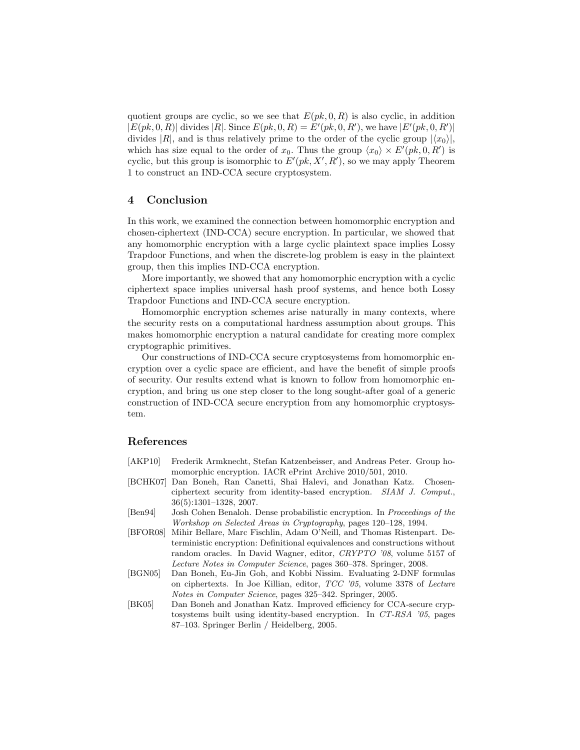quotient groups are cyclic, so we see that $E(pk, 0, R)$ is also cyclic, in addition $|E(pk, 0, R)|$ divides $|R|$. Since $E(pk, 0, R) = E'(pk, 0, R')$, we have $|E'(pk, 0, R')|$ divides $|R|$, and is thus relatively prime to the order of the cyclic group $|\langle x_0 \rangle|$, which has size equal to the order of $x_0$. Thus the group $\langle x_0 \rangle \times E'(pk, 0, R')$ is cyclic, but this group is isomorphic to $E'(pk, X', R')$, so we may apply Theorem 1 to construct an IND-CCA secure cryptosystem.

## 4 Conclusion

In this work, we examined the connection between homomorphic encryption and chosen-ciphertext (IND-CCA) secure encryption. In particular, we showed that any homomorphic encryption with a large cyclic plaintext space implies Lossy Trapdoor Functions, and when the discrete-log problem is easy in the plaintext group, then this implies IND-CCA encryption.

More importantly, we showed that any homomorphic encryption with a cyclic ciphertext space implies universal hash proof systems, and hence both Lossy Trapdoor Functions and IND-CCA secure encryption.

Homomorphic encryption schemes arise naturally in many contexts, where the security rests on a computational hardness assumption about groups. This makes homomorphic encryption a natural candidate for creating more complex cryptographic primitives.

Our constructions of IND-CCA secure cryptosystems from homomorphic encryption over a cyclic space are efficient, and have the benefit of simple proofs of security. Our results extend what is known to follow from homomorphic encryption, and bring us one step closer to the long sought-after goal of a generic construction of IND-CCA secure encryption from any homomorphic cryptosystem.

## References

- [AKP10] Frederik Armknecht, Stefan Katzenbeisser, and Andreas Peter. Group homomorphic encryption. IACR ePrint Archive 2010/501, 2010.
- [BCHK07] Dan Boneh, Ran Canetti, Shai Halevi, and Jonathan Katz. Chosen-ciphertext security from identity-based encryption. *SIAM J. Comput.*, 36(5):1301–1328, 2007.
- [Ben94] Josh Cohen Benaloh. Dense probabilistic encryption. In *Proceedings of the Workshop on Selected Areas in Cryptography*, pages 120–128, 1994.
- [BFOR08] Mihir Bellare, Marc Fischlin, Adam O'Neill, and Thomas Ristenpart. Deterministic encryption: Definitional equivalences and constructions without random oracles. In David Wagner, editor, *CRYPTO '08*, volume 5157 of *Lecture Notes in Computer Science*, pages 360–378. Springer, 2008.
- [BGN05] Dan Boneh, Eu-Jin Goh, and Kobbi Nissim. Evaluating 2-DNF formulas on ciphertexts. In Joe Killian, editor, *TCC '05*, volume 3378 of *Lecture Notes in Computer Science*, pages 325–342. Springer, 2005.
- [BK05] Dan Boneh and Jonathan Katz. Improved efficiency for CCA-secure cryptosystems built using identity-based encryption. In *CT-RSA '05*, pages 87–103. Springer Berlin / Heidelberg, 2005.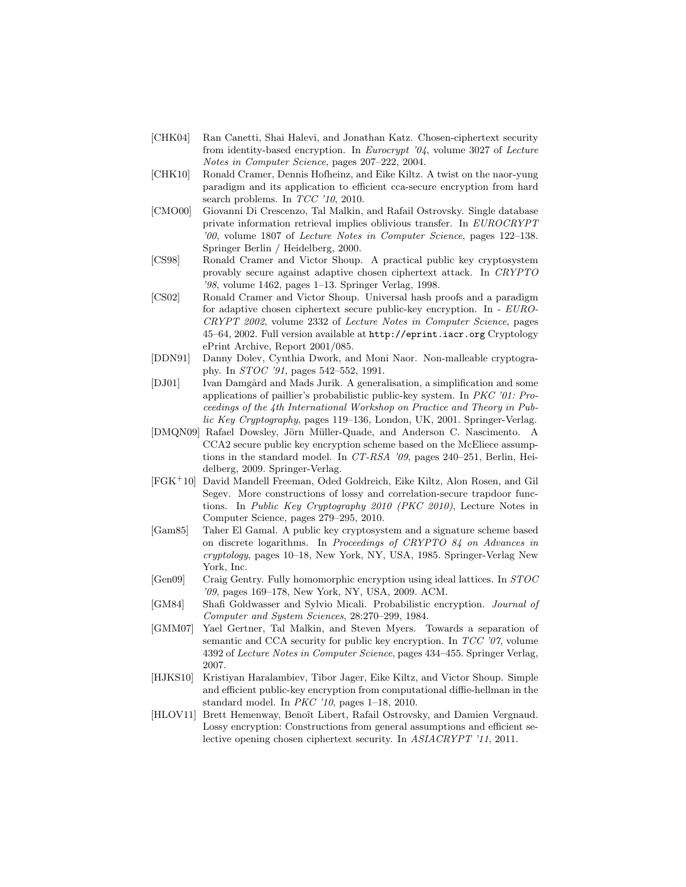[CHK04] Ran Canetti, Shai Halevi, and Jonathan Katz. Chosen-ciphertext security from identity-based encryption. In *Eurocrypt '04*, volume 3027 of *Lecture Notes in Computer Science*, pages 207–222, 2004.

[CHK10] Ronald Cramer, Dennis Hofheinz, and Eike Kiltz. A twist on the naor-yung paradigm and its application to efficient cca-secure encryption from hard search problems. In *TCC '10*, 2010.

[CMO00] Giovanni Di Crescenzo, Tal Malkin, and Rafail Ostrovsky. Single database private information retrieval implies oblivious transfer. In *EUROCRYPT '00*, volume 1807 of *Lecture Notes in Computer Science*, pages 122–138. Springer Berlin / Heidelberg, 2000.

[CS98] Ronald Cramer and Victor Shoup. A practical public key cryptosystem provably secure against adaptive chosen ciphertext attack. In *CRYPTO '98*, volume 1462, pages 1–13. Springer Verlag, 1998.

[CS02] Ronald Cramer and Victor Shoup. Universal hash proofs and a paradigm for adaptive chosen ciphertext secure public-key encryption. In - *EUROCRYPT 2002*, volume 2332 of *Lecture Notes in Computer Science*, pages 45–64, 2002. Full version available at `http://eprint.iacr.org` Cryptology ePrint Archive, Report 2001/085.

[DDN91] Danny Dolev, Cynthia Dwork, and Moni Naor. Non-malleable cryptography. In *STOC '91*, pages 542–552, 1991.

[DJ01] Ivan Damgård and Mads Jurik. A generalisation, a simplification and some applications of paillier's probabilistic public-key system. In *PKC '01: Proceedings of the 4th International Workshop on Practice and Theory in Public Key Cryptography*, pages 119–136, London, UK, 2001. Springer-Verlag.

[DMQN09] Rafael Dowsley, Jörn Müller-Quade, and Anderson C. Nascimento. A CCA2 secure public key encryption scheme based on the McEliece assumptions in the standard model. In *CT-RSA '09*, pages 240–251, Berlin, Heidelberg, 2009. Springer-Verlag.

[FGK+10] David Mandell Freeman, Oded Goldreich, Eike Kiltz, Alon Rosen, and Gil Segev. More constructions of lossy and correlation-secure trapdoor functions. In *Public Key Cryptography 2010 (PKC 2010)*, Lecture Notes in Computer Science, pages 279–295, 2010.

[Gam85] Taher El Gamal. A public key cryptosystem and a signature scheme based on discrete logarithms. In *Proceedings of CRYPTO 84 on Advances in cryptology*, pages 10–18, New York, NY, USA, 1985. Springer-Verlag New York, Inc.

[Gen09] Craig Gentry. Fully homomorphic encryption using ideal lattices. In *STOC '09*, pages 169–178, New York, NY, USA, 2009. ACM.

[GM84] Shafi Goldwasser and Sylvio Micali. Probabilistic encryption. *Journal of Computer and System Sciences*, 28:270–299, 1984.

[GMM07] Yael Gertner, Tal Malkin, and Steven Myers. Towards a separation of semantic and CCA security for public key encryption. In *TCC '07*, volume 4392 of *Lecture Notes in Computer Science*, pages 434–455. Springer Verlag, 2007.

[HJKS10] Kristiyan Haralambiev, Tibor Jager, Eike Kiltz, and Victor Shoup. Simple and efficient public-key encryption from computational diffie-hellman in the standard model. In *PKC '10*, pages 1–18, 2010.

[HLOV11] Brett Hemenway, Benoît Libert, Rafail Ostrovsky, and Damien Vergnaud. Lossy encryption: Constructions from general assumptions and efficient selective opening chosen ciphertext security. In *ASIACRYPT '11*, 2011.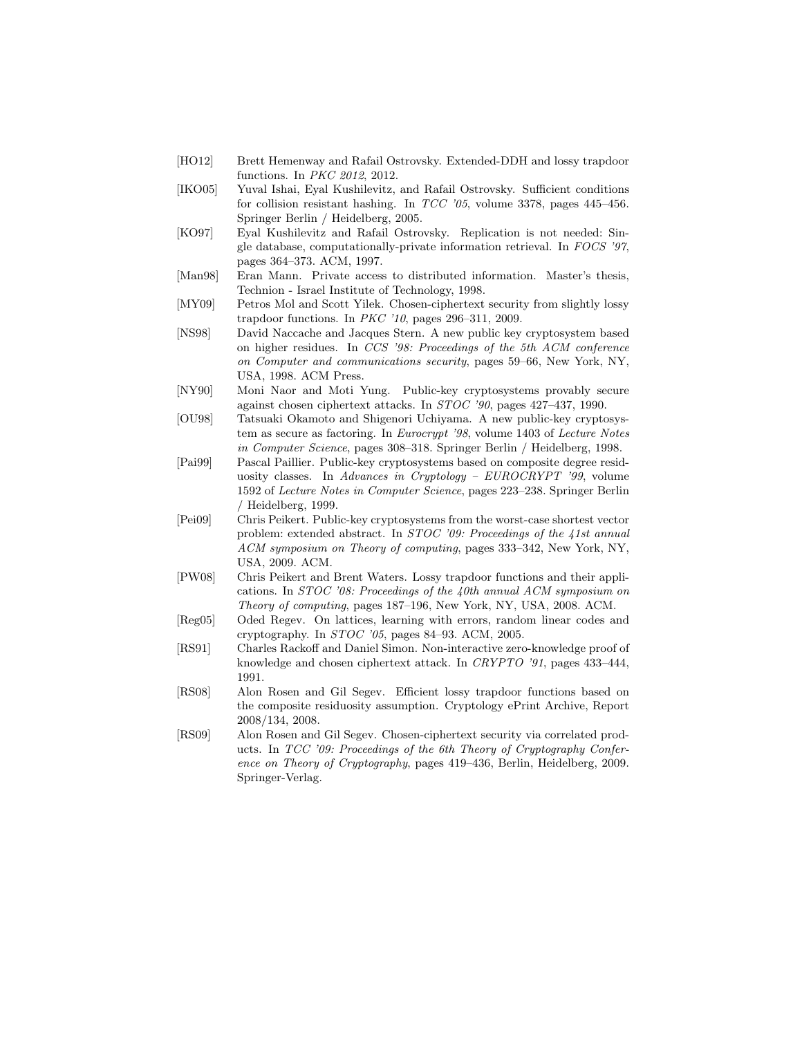[HO12] Brett Hemenway and Rafail Ostrovsky. Extended-DDH and lossy trapdoor functions. In *PKC 2012*, 2012.

[IKO05] Yuval Ishai, Eyal Kushilevitz, and Rafail Ostrovsky. Sufficient conditions for collision resistant hashing. In *TCC '05*, volume 3378, pages 445–456. Springer Berlin / Heidelberg, 2005.

[KO97] Eyal Kushilevitz and Rafail Ostrovsky. Replication is not needed: Single database, computationally-private information retrieval. In *FOCS '97*, pages 364–373. ACM, 1997.

[Man98] Eran Mann. Private access to distributed information. Master's thesis, Technion - Israel Institute of Technology, 1998.

[MY09] Petros Mol and Scott Yilek. Chosen-ciphertext security from slightly lossy trapdoor functions. In *PKC '10*, pages 296–311, 2009.

[NS98] David Naccache and Jacques Stern. A new public key cryptosystem based on higher residues. In *CCS '98: Proceedings of the 5th ACM conference on Computer and communications security*, pages 59–66, New York, NY, USA, 1998. ACM Press.

[NY90] Moni Naor and Moti Yung. Public-key cryptosystems provably secure against chosen ciphertext attacks. In *STOC '90*, pages 427–437, 1990.

[OU98] Tatsuaki Okamoto and Shigenori Uchiyama. A new public-key cryptosystem as secure as factoring. In *Eurocrypt '98*, volume 1403 of *Lecture Notes in Computer Science*, pages 308–318. Springer Berlin / Heidelberg, 1998.

[Pai99] Pascal Paillier. Public-key cryptosystems based on composite degree residuosity classes. In *Advances in Cryptology – EUROCRYPT '99*, volume 1592 of *Lecture Notes in Computer Science*, pages 223–238. Springer Berlin / Heidelberg, 1999.

[Pei09] Chris Peikert. Public-key cryptosystems from the worst-case shortest vector problem: extended abstract. In *STOC '09: Proceedings of the 41st annual ACM symposium on Theory of computing*, pages 333–342, New York, NY, USA, 2009. ACM.

[PW08] Chris Peikert and Brent Waters. Lossy trapdoor functions and their applications. In *STOC '08: Proceedings of the 40th annual ACM symposium on Theory of computing*, pages 187–196, New York, NY, USA, 2008. ACM.

[Reg05] Oded Regev. On lattices, learning with errors, random linear codes and cryptography. In *STOC '05*, pages 84–93. ACM, 2005.

[RS91] Charles Rackoff and Daniel Simon. Non-interactive zero-knowledge proof of knowledge and chosen ciphertext attack. In *CRYPTO '91*, pages 433–444, 1991.

[RS08] Alon Rosen and Gil Segev. Efficient lossy trapdoor functions based on the composite residuosity assumption. Cryptology ePrint Archive, Report 2008/134, 2008.

[RS09] Alon Rosen and Gil Segev. Chosen-ciphertext security via correlated products. In *TCC '09: Proceedings of the 6th Theory of Cryptography Conference on Theory of Cryptography*, pages 419–436, Berlin, Heidelberg, 2009. Springer-Verlag.